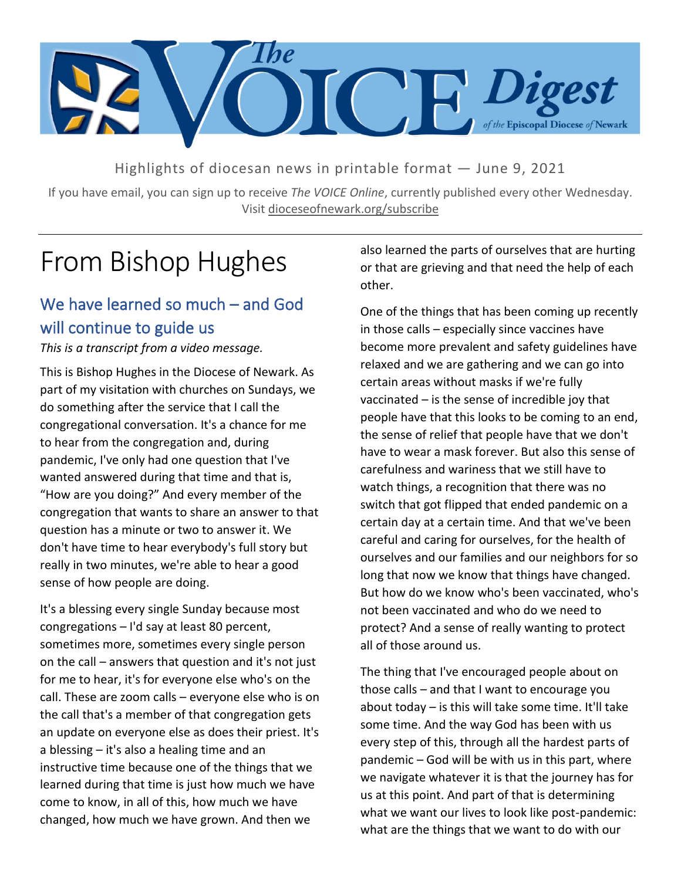# The VOICE Digest of the Episcopal Diocese of Newark

Highlights of diocesan news in printable format — June 9, 2021

If you have email, you can sign up to receive *The VOICE Online*, currently published every other Wednesday. Visit dioceseofnewark.org/subscribe

---

# From Bishop Hughes

## We have learned so much – and God will continue to guide us

*This is a transcript from a video message.*

This is Bishop Hughes in the Diocese of Newark. As part of my visitation with churches on Sundays, we do something after the service that I call the congregational conversation. It's a chance for me to hear from the congregation and, during pandemic, I've only had one question that I've wanted answered during that time and that is, "How are you doing?" And every member of the congregation that wants to share an answer to that question has a minute or two to answer it. We don't have time to hear everybody's full story but really in two minutes, we're able to hear a good sense of how people are doing.

It's a blessing every single Sunday because most congregations – I'd say at least 80 percent, sometimes more, sometimes every single person on the call – answers that question and it's not just for me to hear, it's for everyone else who's on the call. These are zoom calls – everyone else who is on the call that's a member of that congregation gets an update on everyone else as does their priest. It's a blessing – it's also a healing time and an instructive time because one of the things that we learned during that time is just how much we have come to know, in all of this, how much we have changed, how much we have grown. And then we also learned the parts of ourselves that are hurting or that are grieving and that need the help of each other.

One of the things that has been coming up recently in those calls – especially since vaccines have become more prevalent and safety guidelines have relaxed and we are gathering and we can go into certain areas without masks if we're fully vaccinated – is the sense of incredible joy that people have that this looks to be coming to an end, the sense of relief that people have that we don't have to wear a mask forever. But also this sense of carefulness and wariness that we still have to watch things, a recognition that there was no switch that got flipped that ended pandemic on a certain day at a certain time. And that we've been careful and caring for ourselves, for the health of ourselves and our families and our neighbors for so long that now we know that things have changed. But how do we know who's been vaccinated, who's not been vaccinated and who do we need to protect? And a sense of really wanting to protect all of those around us.

The thing that I've encouraged people about on those calls – and that I want to encourage you about today – is this will take some time. It'll take some time. And the way God has been with us every step of this, through all the hardest parts of pandemic – God will be with us in this part, where we navigate whatever it is that the journey has for us at this point. And part of that is determining what we want our lives to look like post-pandemic: what are the things that we want to do with our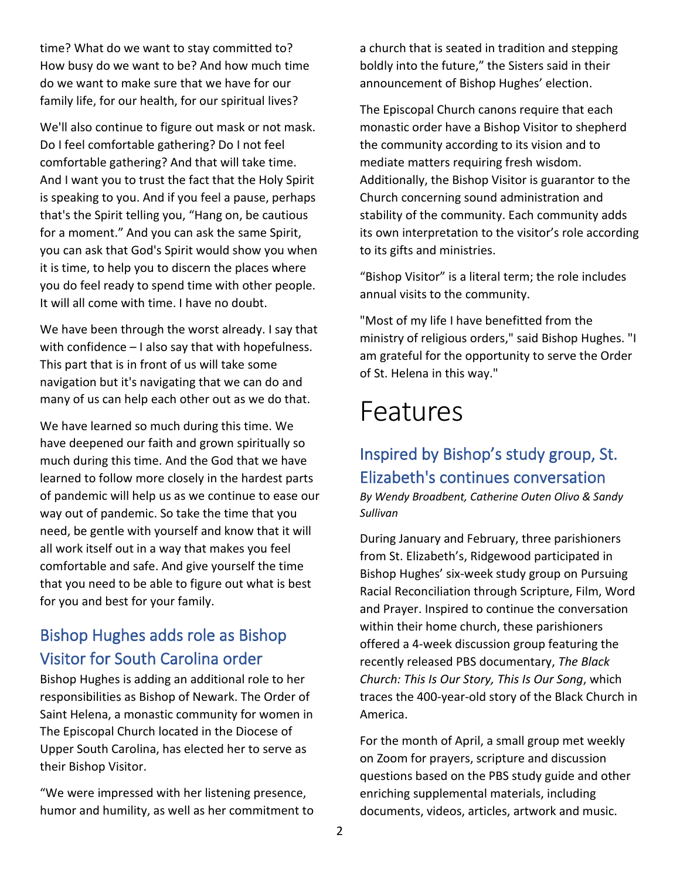time? What do we want to stay committed to? How busy do we want to be? And how much time do we want to make sure that we have for our family life, for our health, for our spiritual lives?

We'll also continue to figure out mask or not mask. Do I feel comfortable gathering? Do I not feel comfortable gathering? And that will take time. And I want you to trust the fact that the Holy Spirit is speaking to you. And if you feel a pause, perhaps that's the Spirit telling you, "Hang on, be cautious for a moment." And you can ask the same Spirit, you can ask that God's Spirit would show you when it is time, to help you to discern the places where you do feel ready to spend time with other people. It will all come with time. I have no doubt.

We have been through the worst already. I say that with confidence – I also say that with hopefulness. This part that is in front of us will take some navigation but it's navigating that we can do and many of us can help each other out as we do that.

We have learned so much during this time. We have deepened our faith and grown spiritually so much during this time. And the God that we have learned to follow more closely in the hardest parts of pandemic will help us as we continue to ease our way out of pandemic. So take the time that you need, be gentle with yourself and know that it will all work itself out in a way that makes you feel comfortable and safe. And give yourself the time that you need to be able to figure out what is best for you and best for your family.

## Bishop Hughes adds role as Bishop Visitor for South Carolina order

Bishop Hughes is adding an additional role to her responsibilities as Bishop of Newark. The Order of Saint Helena, a monastic community for women in The Episcopal Church located in the Diocese of Upper South Carolina, has elected her to serve as their Bishop Visitor.

"We were impressed with her listening presence, humor and humility, as well as her commitment to a church that is seated in tradition and stepping boldly into the future," the Sisters said in their announcement of Bishop Hughes' election.

The Episcopal Church canons require that each monastic order have a Bishop Visitor to shepherd the community according to its vision and to mediate matters requiring fresh wisdom. Additionally, the Bishop Visitor is guarantor to the Church concerning sound administration and stability of the community. Each community adds its own interpretation to the visitor's role according to its gifts and ministries.

"Bishop Visitor" is a literal term; the role includes annual visits to the community.

"Most of my life I have benefitted from the ministry of religious orders," said Bishop Hughes. "I am grateful for the opportunity to serve the Order of St. Helena in this way."

# Features

## Inspired by Bishop's study group, St. Elizabeth's continues conversation

*By Wendy Broadbent, Catherine Outen Olivo & Sandy Sullivan*

During January and February, three parishioners from St. Elizabeth's, Ridgewood participated in Bishop Hughes' six-week study group on Pursuing Racial Reconciliation through Scripture, Film, Word and Prayer. Inspired to continue the conversation within their home church, these parishioners offered a 4-week discussion group featuring the recently released PBS documentary, *The Black Church: This Is Our Story, This Is Our Song*, which traces the 400-year-old story of the Black Church in America.

For the month of April, a small group met weekly on Zoom for prayers, scripture and discussion questions based on the PBS study guide and other enriching supplemental materials, including documents, videos, articles, artwork and music.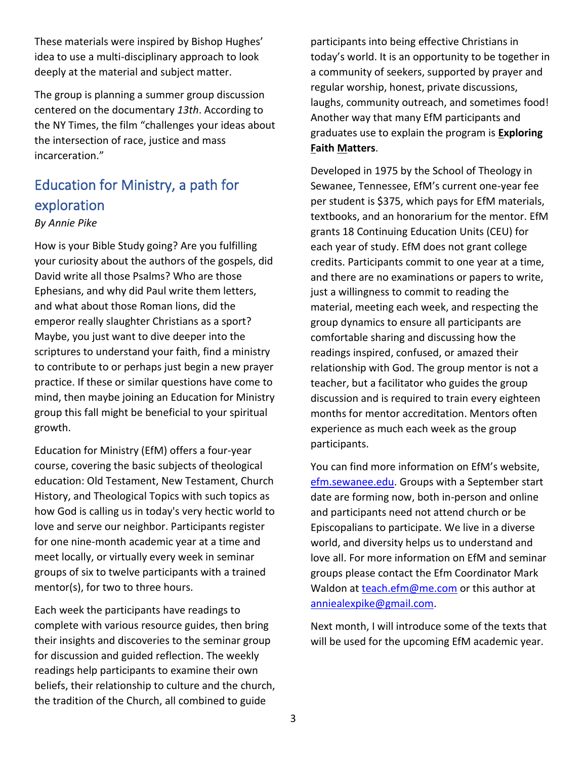These materials were inspired by Bishop Hughes' idea to use a multi-disciplinary approach to look deeply at the material and subject matter.

The group is planning a summer group discussion centered on the documentary *13th*. According to the NY Times, the film "challenges your ideas about the intersection of race, justice and mass incarceration."

## Education for Ministry, a path for exploration

*By Annie Pike*

How is your Bible Study going? Are you fulfilling your curiosity about the authors of the gospels, did David write all those Psalms? Who are those Ephesians, and why did Paul write them letters, and what about those Roman lions, did the emperor really slaughter Christians as a sport? Maybe, you just want to dive deeper into the scriptures to understand your faith, find a ministry to contribute to or perhaps just begin a new prayer practice. If these or similar questions have come to mind, then maybe joining an Education for Ministry group this fall might be beneficial to your spiritual growth.

Education for Ministry (EfM) offers a four-year course, covering the basic subjects of theological education: Old Testament, New Testament, Church History, and Theological Topics with such topics as how God is calling us in today's very hectic world to love and serve our neighbor. Participants register for one nine-month academic year at a time and meet locally, or virtually every week in seminar groups of six to twelve participants with a trained mentor(s), for two to three hours.

Each week the participants have readings to complete with various resource guides, then bring their insights and discoveries to the seminar group for discussion and guided reflection. The weekly readings help participants to examine their own beliefs, their relationship to culture and the church, the tradition of the Church, all combined to guide participants into being effective Christians in today's world. It is an opportunity to be together in a community of seekers, supported by prayer and regular worship, honest, private discussions, laughs, community outreach, and sometimes food! Another way that many EfM participants and graduates use to explain the program is **Exploring Faith Matters**.

Developed in 1975 by the School of Theology in Sewanee, Tennessee, EfM's current one-year fee per student is $375, which pays for EfM materials, textbooks, and an honorarium for the mentor. EfM grants 18 Continuing Education Units (CEU) for each year of study. EfM does not grant college credits. Participants commit to one year at a time, and there are no examinations or papers to write, just a willingness to commit to reading the material, meeting each week, and respecting the group dynamics to ensure all participants are comfortable sharing and discussing how the readings inspired, confused, or amazed their relationship with God. The group mentor is not a teacher, but a facilitator who guides the group discussion and is required to train every eighteen months for mentor accreditation. Mentors often experience as much each week as the group participants.

You can find more information on EfM's website, [efm.sewanee.edu](efm.sewanee.edu). Groups with a September start date are forming now, both in-person and online and participants need not attend church or be Episcopalians to participate. We live in a diverse world, and diversity helps us to understand and love all. For more information on EfM and seminar groups please contact the Efm Coordinator Mark Waldon at teach.efm@me.com or this author at anniealexpike@gmail.com.

Next month, I will introduce some of the texts that will be used for the upcoming EfM academic year.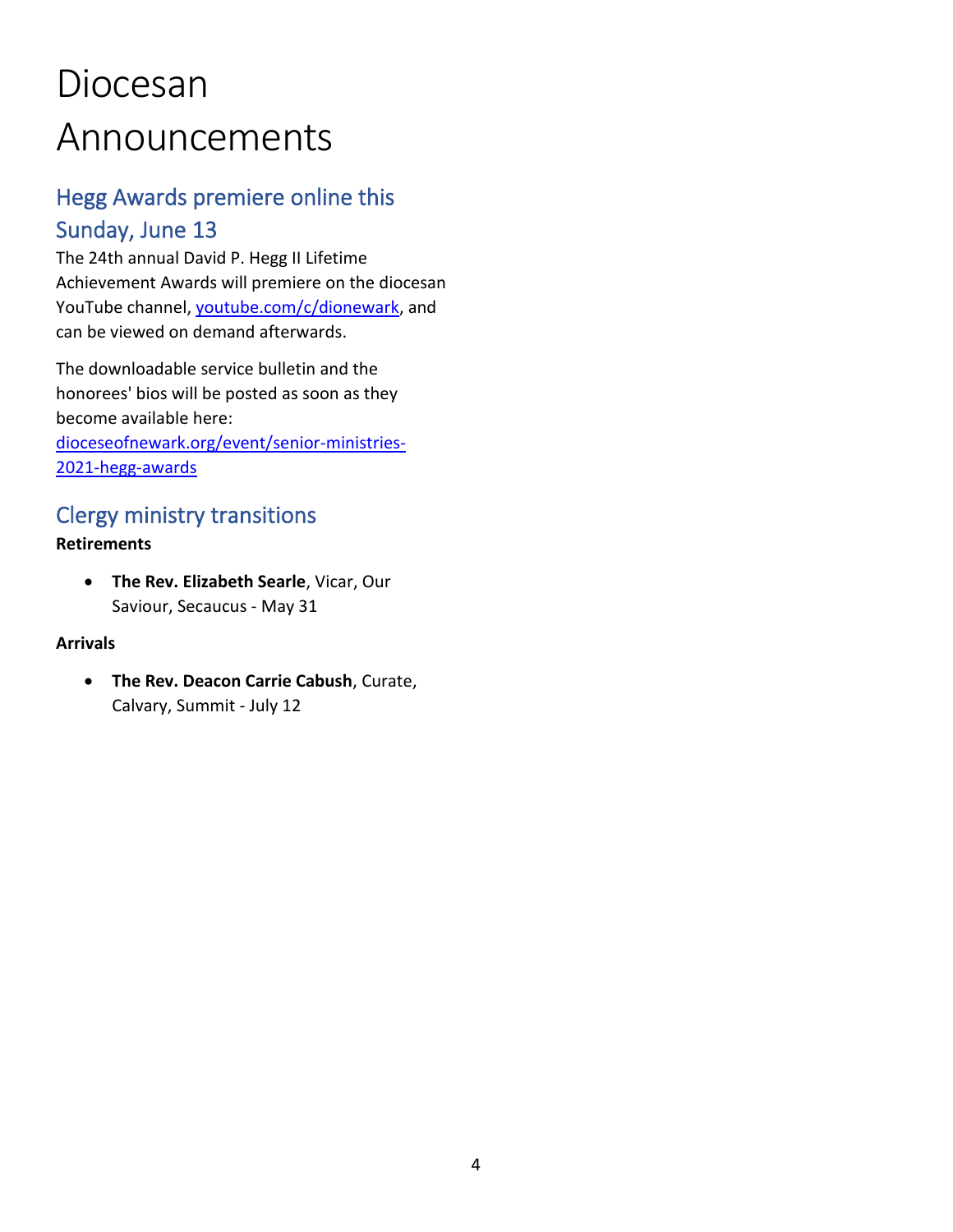# Diocesan Announcements

## Hegg Awards premiere online this Sunday, June 13

The 24th annual David P. Hegg II Lifetime Achievement Awards will premiere on the diocesan YouTube channel, youtube.com/c/dionewark, and can be viewed on demand afterwards.

The downloadable service bulletin and the honorees' bios will be posted as soon as they become available here: dioceseofnewark.org/event/senior-ministries-2021-hegg-awards

## Clergy ministry transitions

**Retirements**

- **The Rev. Elizabeth Searle**, Vicar, Our Saviour, Secaucus - May 31

**Arrivals**

- **The Rev. Deacon Carrie Cabush**, Curate, Calvary, Summit - July 12